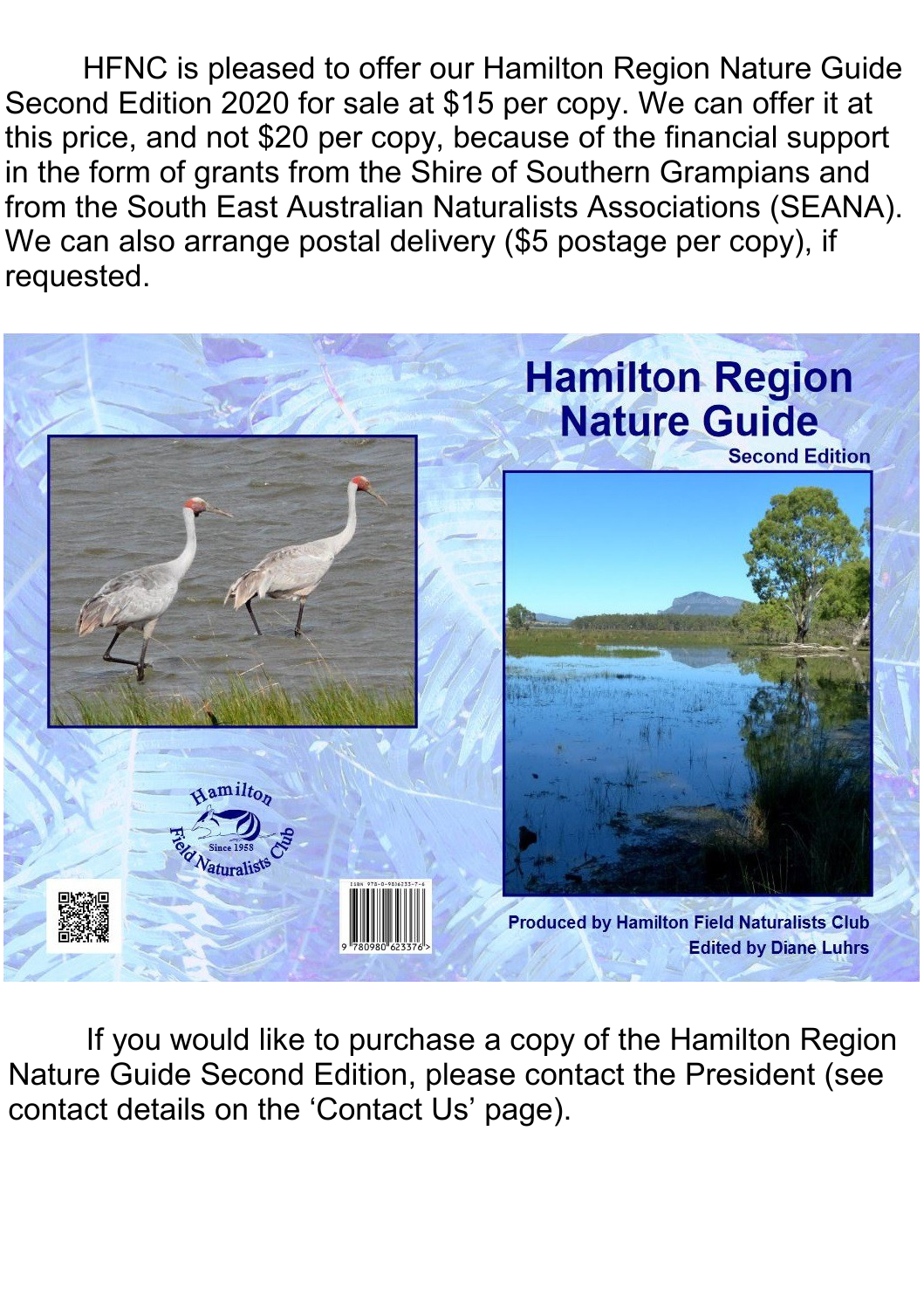HFNC is pleased to offer our Hamilton Region Nature Guide Second Edition 2020 for sale at $15 per copy. We can offer it at this price, and not $20 per copy, because of the financial support in the form of grants from the Shire of Southern Grampians and from the South East Australian Naturalists Associations (SEANA). We can also arrange postal delivery ($5 postage per copy), if requested.

If you would like to purchase a copy of the Hamilton Region Nature Guide Second Edition, please contact the President (see contact details on the 'Contact Us' page).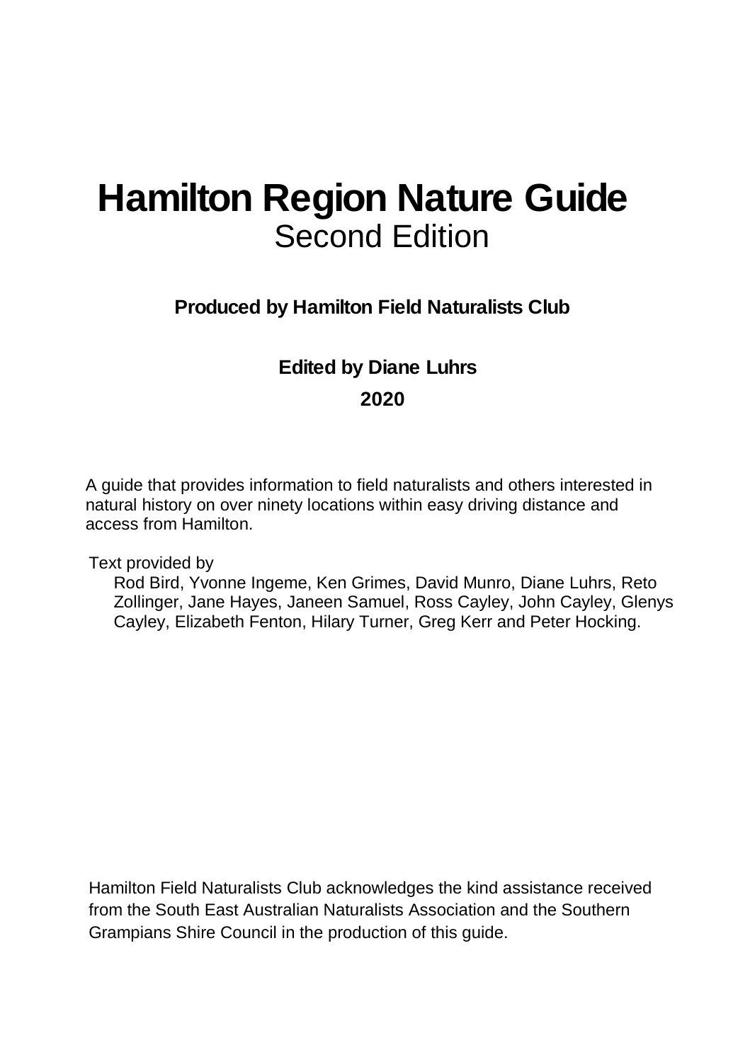# Hamilton Region Nature Guide

## Second Edition

**Produced by Hamilton Field Naturalists Club**

**Edited by Diane Luhrs**

**2020**

A guide that provides information to field naturalists and others interested in natural history on over ninety locations within easy driving distance and access from Hamilton.

Text provided by

Rod Bird, Yvonne Ingeme, Ken Grimes, David Munro, Diane Luhrs, Reto Zollinger, Jane Hayes, Janeen Samuel, Ross Cayley, John Cayley, Glenys Cayley, Elizabeth Fenton, Hilary Turner, Greg Kerr and Peter Hocking.

Hamilton Field Naturalists Club acknowledges the kind assistance received from the South East Australian Naturalists Association and the Southern Grampians Shire Council in the production of this guide.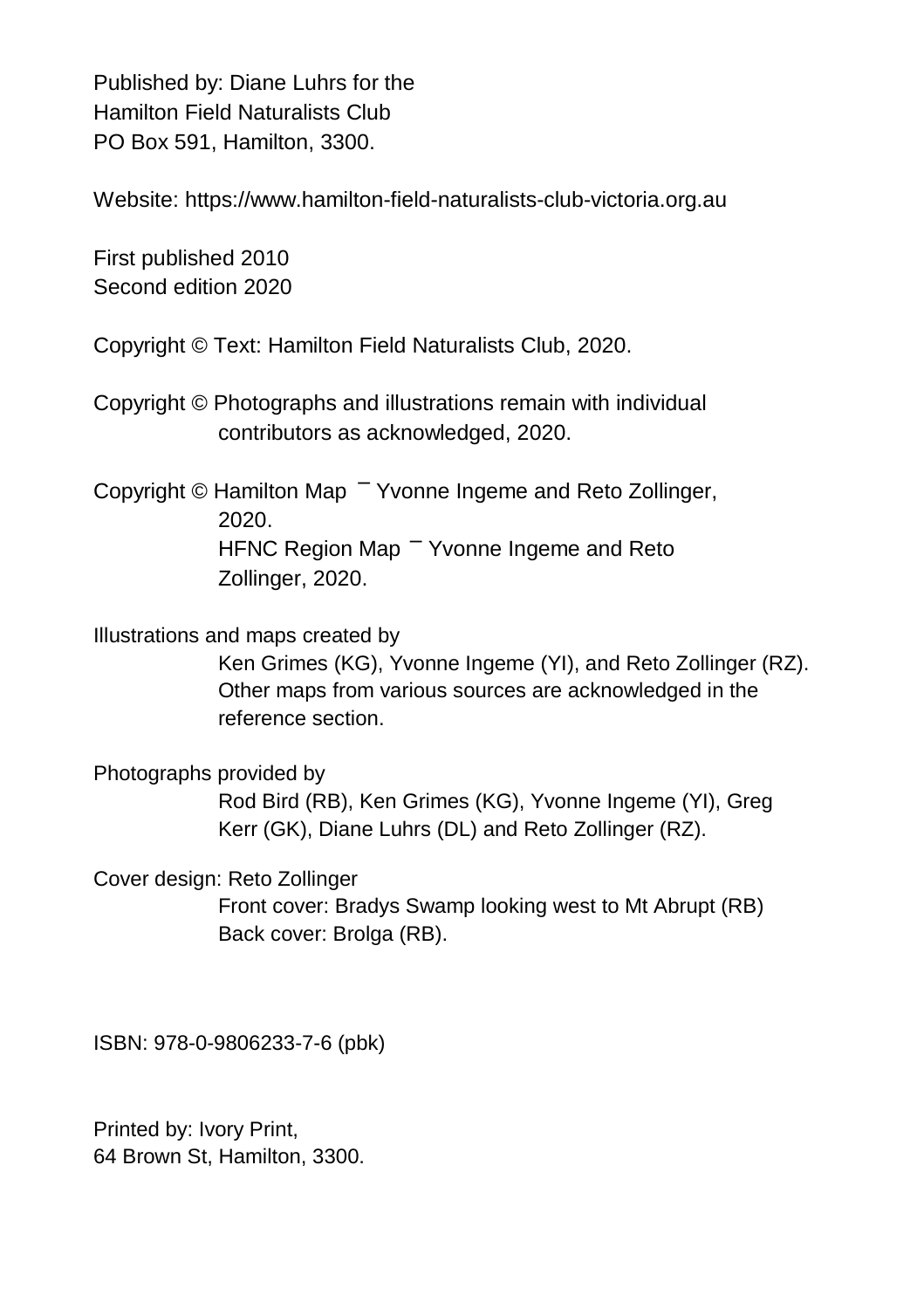Published by: Diane Luhrs for the
Hamilton Field Naturalists Club
PO Box 591, Hamilton, 3300.

Website: https://www.hamilton-field-naturalists-club-victoria.org.au

First published 2010
Second edition 2020

Copyright © Text: Hamilton Field Naturalists Club, 2020.

Copyright © Photographs and illustrations remain with individual contributors as acknowledged, 2020.

Copyright © Hamilton Map ¯ Yvonne Ingeme and Reto Zollinger, 2020.
HFNC Region Map ¯ Yvonne Ingeme and Reto Zollinger, 2020.

Illustrations and maps created by
Ken Grimes (KG), Yvonne Ingeme (YI), and Reto Zollinger (RZ).
Other maps from various sources are acknowledged in the reference section.

Photographs provided by
Rod Bird (RB), Ken Grimes (KG), Yvonne Ingeme (YI), Greg Kerr (GK), Diane Luhrs (DL) and Reto Zollinger (RZ).

Cover design: Reto Zollinger
Front cover: Bradys Swamp looking west to Mt Abrupt (RB)
Back cover: Brolga (RB).

ISBN: 978-0-9806233-7-6 (pbk)

Printed by: Ivory Print,
64 Brown St, Hamilton, 3300.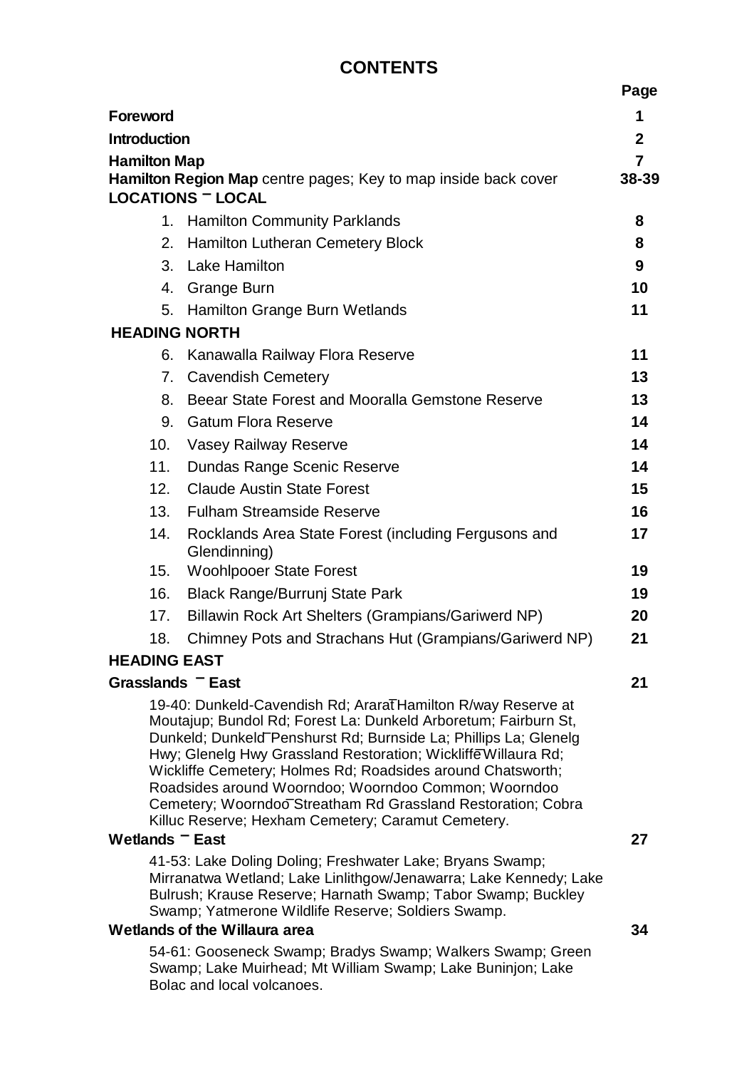# CONTENTS

| | | Page |
|---|---|---|
| **Foreword** | | **1** |
| **Introduction** | | **2** |
| **Hamilton Map** | | **7** |
| **Hamilton Region Map** centre pages; Key to map inside back cover | | **38-39** |
| **LOCATIONS – LOCAL** | | |
| 1. | Hamilton Community Parklands | **8** |
| 2. | Hamilton Lutheran Cemetery Block | **8** |
| 3. | Lake Hamilton | **9** |
| 4. | Grange Burn | **10** |
| 5. | Hamilton Grange Burn Wetlands | **11** |
| **HEADING NORTH** | | |
| 6. | Kanawalla Railway Flora Reserve | **11** |
| 7. | Cavendish Cemetery | **13** |
| 8. | Beear State Forest and Mooralla Gemstone Reserve | **13** |
| 9. | Gatum Flora Reserve | **14** |
| 10. | Vasey Railway Reserve | **14** |
| 11. | Dundas Range Scenic Reserve | **14** |
| 12. | Claude Austin State Forest | **15** |
| 13. | Fulham Streamside Reserve | **16** |
| 14. | Rocklands Area State Forest (including Fergusons and Glendinning) | **17** |
| 15. | Woohlpooer State Forest | **19** |
| 16. | Black Range/Burrunj State Park | **19** |
| 17. | Billawin Rock Art Shelters (Grampians/Gariwerd NP) | **20** |
| 18. | Chimney Pots and Strachans Hut (Grampians/Gariwerd NP) | **21** |
| **HEADING EAST** | | |
| **Grasslands – East** | | **21** |
| | 19-40: Dunkeld-Cavendish Rd; Ararat–Hamilton R/way Reserve at Moutajup; Bundol Rd; Forest La: Dunkeld Arboretum; Fairburn St, Dunkeld; Dunkeld–Penshurst Rd; Burnside La; Phillips La; Glenelg Hwy; Glenelg Hwy Grassland Restoration; Wickliffe–Willaura Rd; Wickliffe Cemetery; Holmes Rd; Roadsides around Chatsworth; Roadsides around Woorndoo; Woorndoo Common; Woorndoo Cemetery; Woorndoo–Streatham Rd Grassland Restoration; Cobra Killuc Reserve; Hexham Cemetery; Caramut Cemetery. | |
| **Wetlands – East** | | **27** |
| | 41-53: Lake Doling Doling; Freshwater Lake; Bryans Swamp; Mirranatwa Wetland; Lake Linlithgow/Jenawarra; Lake Kennedy; Lake Bulrush; Krause Reserve; Harnath Swamp; Tabor Swamp; Buckley Swamp; Yatmerone Wildlife Reserve; Soldiers Swamp. | |
| **Wetlands of the Willaura area** | | **34** |
| | 54-61: Gooseneck Swamp; Bradys Swamp; Walkers Swamp; Green Swamp; Lake Muirhead; Mt William Swamp; Lake Buninjon; Lake Bolac and local volcanoes. | |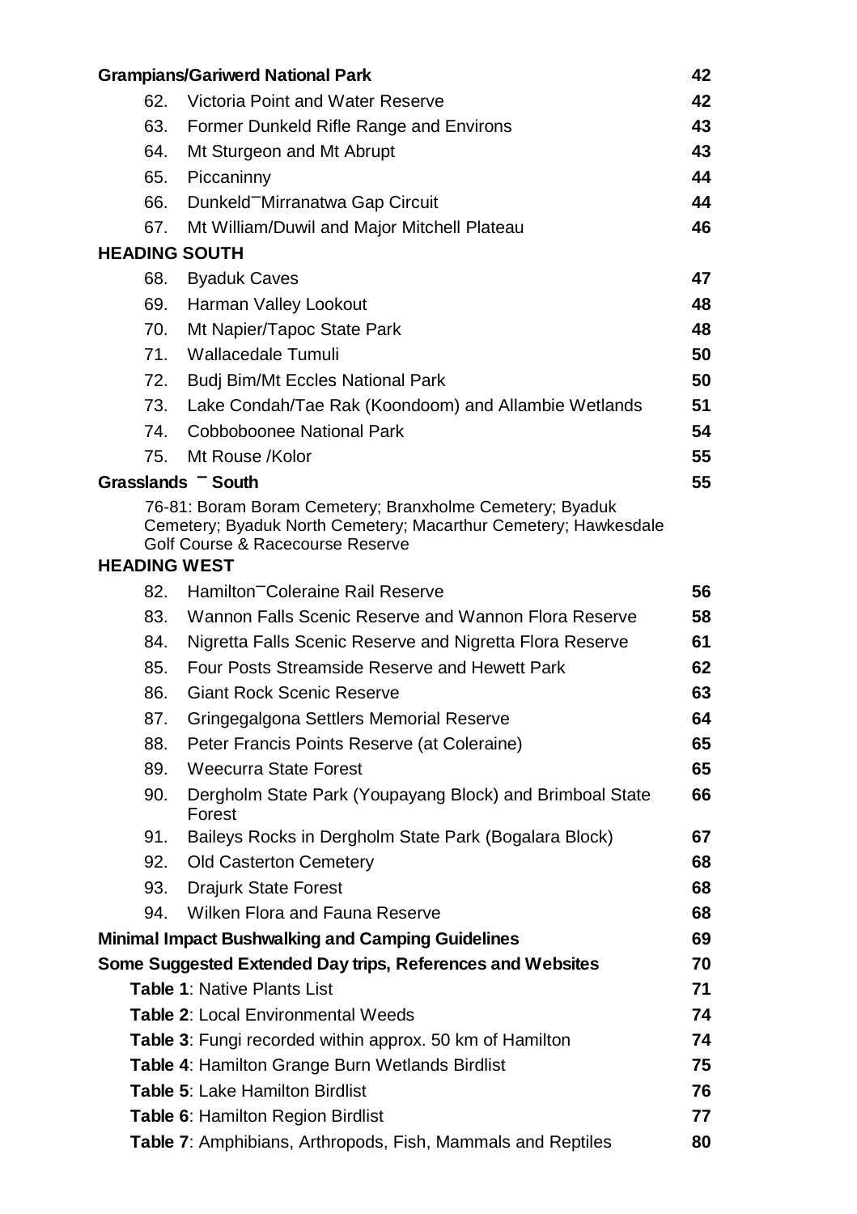| | | |
|---|---|---|
| **Grampians/Gariwerd National Park** | | **42** |
| 62. | Victoria Point and Water Reserve | **42** |
| 63. | Former Dunkeld Rifle Range and Environs | **43** |
| 64. | Mt Sturgeon and Mt Abrupt | **43** |
| 65. | Piccaninny | **44** |
| 66. | Dunkeld–Mirranatwa Gap Circuit | **44** |
| 67. | Mt William/Duwil and Major Mitchell Plateau | **46** |
| **HEADING SOUTH** | | |
| 68. | Byaduk Caves | **47** |
| 69. | Harman Valley Lookout | **48** |
| 70. | Mt Napier/Tapoc State Park | **48** |
| 71. | Wallacedale Tumuli | **50** |
| 72. | Budj Bim/Mt Eccles National Park | **50** |
| 73. | Lake Condah/Tae Rak (Koondoom) and Allambie Wetlands | **51** |
| 74. | Cobboboonee National Park | **54** |
| 75. | Mt Rouse /Kolor | **55** |
| **Grasslands – South** | | **55** |
| | 76-81: Boram Boram Cemetery; Branxholme Cemetery; Byaduk Cemetery; Byaduk North Cemetery; Macarthur Cemetery; Hawkesdale Golf Course & Racecourse Reserve | |
| **HEADING WEST** | | |
| 82. | Hamilton–Coleraine Rail Reserve | **56** |
| 83. | Wannon Falls Scenic Reserve and Wannon Flora Reserve | **58** |
| 84. | Nigretta Falls Scenic Reserve and Nigretta Flora Reserve | **61** |
| 85. | Four Posts Streamside Reserve and Hewett Park | **62** |
| 86. | Giant Rock Scenic Reserve | **63** |
| 87. | Gringegalgona Settlers Memorial Reserve | **64** |
| 88. | Peter Francis Points Reserve (at Coleraine) | **65** |
| 89. | Weecurra State Forest | **65** |
| 90. | Dergholm State Park (Youpayang Block) and Brimboal State Forest | **66** |
| 91. | Baileys Rocks in Dergholm State Park (Bogalara Block) | **67** |
| 92. | Old Casterton Cemetery | **68** |
| 93. | Drajurk State Forest | **68** |
| 94. | Wilken Flora and Fauna Reserve | **68** |
| **Minimal Impact Bushwalking and Camping Guidelines** | | **69** |
| **Some Suggested Extended Day trips, References and Websites** | | **70** |
| | **Table 1**: Native Plants List | **71** |
| | **Table 2**: Local Environmental Weeds | **74** |
| | **Table 3**: Fungi recorded within approx. 50 km of Hamilton | **74** |
| | **Table 4**: Hamilton Grange Burn Wetlands Birdlist | **75** |
| | **Table 5**: Lake Hamilton Birdlist | **76** |
| | **Table 6**: Hamilton Region Birdlist | **77** |
| | **Table 7**: Amphibians, Arthropods, Fish, Mammals and Reptiles | **80** |